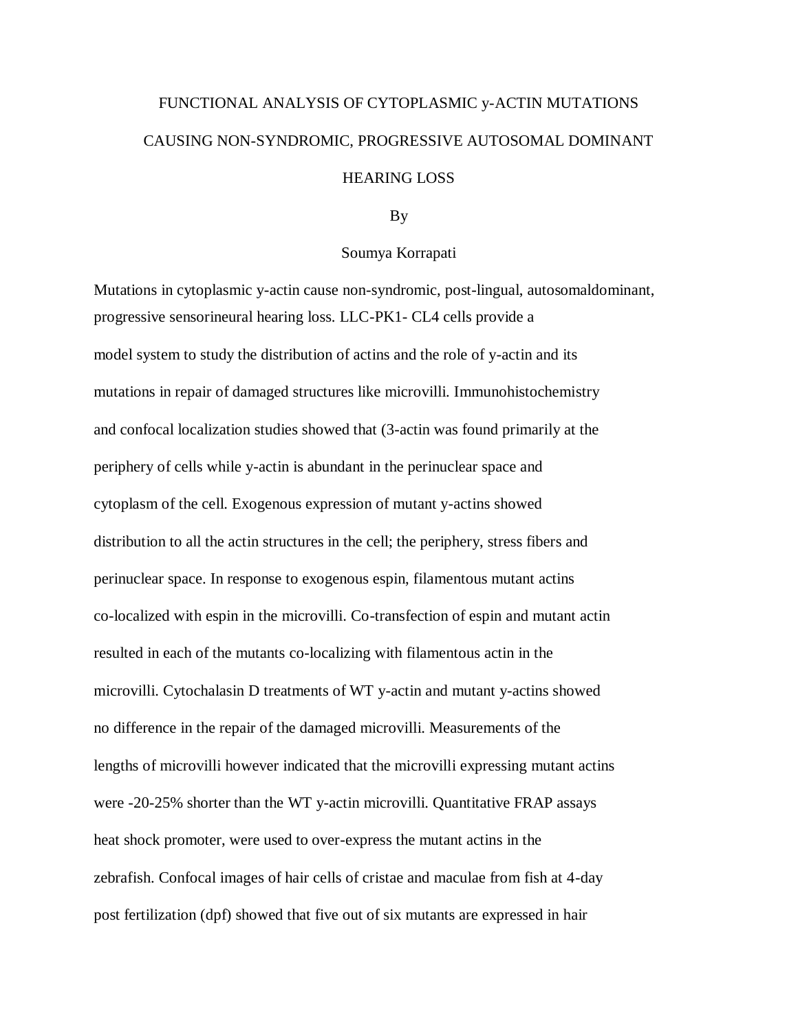# FUNCTIONAL ANALYSIS OF CYTOPLASMIC y-ACTIN MUTATIONS CAUSING NON-SYNDROMIC, PROGRESSIVE AUTOSOMAL DOMINANT HEARING LOSS

By

Soumya Korrapati

Mutations in cytoplasmic y-actin cause non-syndromic, post-lingual, autosomaldominant, progressive sensorineural hearing loss. LLC-PK1- CL4 cells provide a model system to study the distribution of actins and the role of y-actin and its mutations in repair of damaged structures like microvilli. Immunohistochemistry and confocal localization studies showed that (3-actin was found primarily at the periphery of cells while y-actin is abundant in the perinuclear space and cytoplasm of the cell. Exogenous expression of mutant y-actins showed distribution to all the actin structures in the cell; the periphery, stress fibers and perinuclear space. In response to exogenous espin, filamentous mutant actins co-localized with espin in the microvilli. Co-transfection of espin and mutant actin resulted in each of the mutants co-localizing with filamentous actin in the microvilli. Cytochalasin D treatments of WT y-actin and mutant y-actins showed no difference in the repair of the damaged microvilli. Measurements of the lengths of microvilli however indicated that the microvilli expressing mutant actins were -20-25% shorter than the WT y-actin microvilli. Quantitative FRAP assays heat shock promoter, were used to over-express the mutant actins in the zebrafish. Confocal images of hair cells of cristae and maculae from fish at 4-day post fertilization (dpf) showed that five out of six mutants are expressed in hair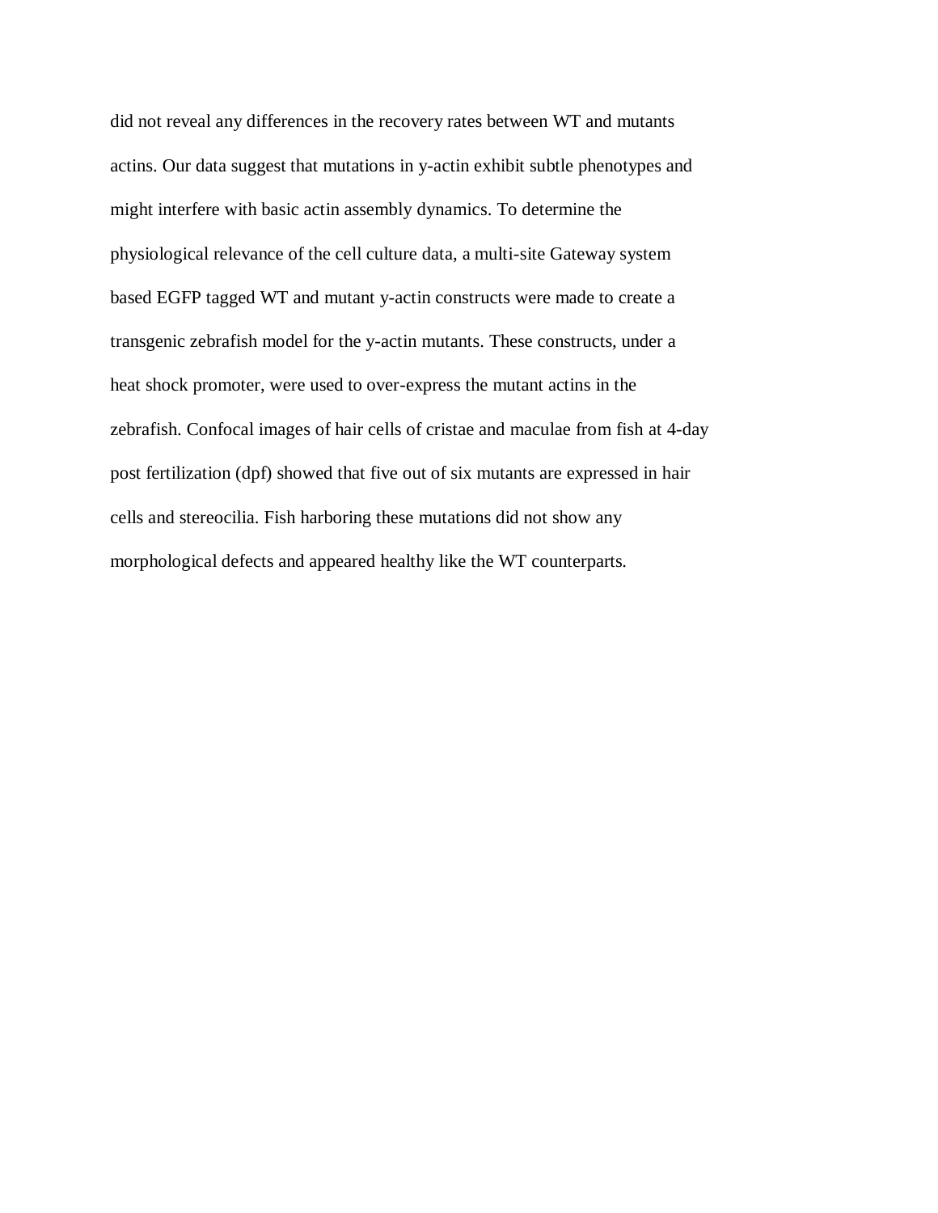did not reveal any differences in the recovery rates between WT and mutants actins. Our data suggest that mutations in y-actin exhibit subtle phenotypes and might interfere with basic actin assembly dynamics. To determine the physiological relevance of the cell culture data, a multi-site Gateway system based EGFP tagged WT and mutant y-actin constructs were made to create a transgenic zebrafish model for the y-actin mutants. These constructs, under a heat shock promoter, were used to over-express the mutant actins in the zebrafish. Confocal images of hair cells of cristae and maculae from fish at 4-day post fertilization (dpf) showed that five out of six mutants are expressed in hair cells and stereocilia. Fish harboring these mutations did not show any morphological defects and appeared healthy like the WT counterparts.